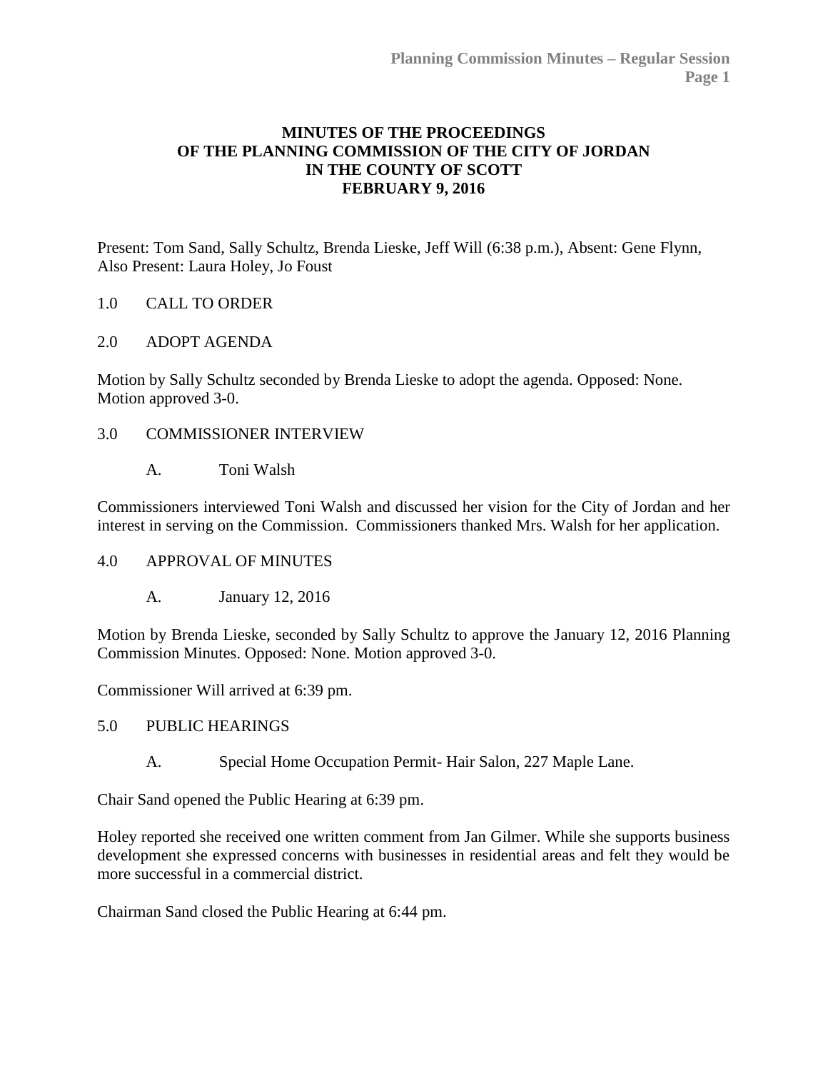# MINUTES OF THE PROCEEDINGS OF THE PLANNING COMMISSION OF THE CITY OF JORDAN IN THE COUNTY OF SCOTT FEBRUARY 9, 2016

Present: Tom Sand, Sally Schultz, Brenda Lieske, Jeff Will (6:38 p.m.), Absent: Gene Flynn, Also Present: Laura Holey, Jo Foust

1.0 CALL TO ORDER

2.0 ADOPT AGENDA

Motion by Sally Schultz seconded by Brenda Lieske to adopt the agenda. Opposed: None. Motion approved 3-0.

3.0 COMMISSIONER INTERVIEW

A. Toni Walsh

Commissioners interviewed Toni Walsh and discussed her vision for the City of Jordan and her interest in serving on the Commission. Commissioners thanked Mrs. Walsh for her application.

4.0 APPROVAL OF MINUTES

A. January 12, 2016

Motion by Brenda Lieske, seconded by Sally Schultz to approve the January 12, 2016 Planning Commission Minutes. Opposed: None. Motion approved 3-0.

Commissioner Will arrived at 6:39 pm.

5.0 PUBLIC HEARINGS

A. Special Home Occupation Permit- Hair Salon, 227 Maple Lane.

Chair Sand opened the Public Hearing at 6:39 pm.

Holey reported she received one written comment from Jan Gilmer. While she supports business development she expressed concerns with businesses in residential areas and felt they would be more successful in a commercial district.

Chairman Sand closed the Public Hearing at 6:44 pm.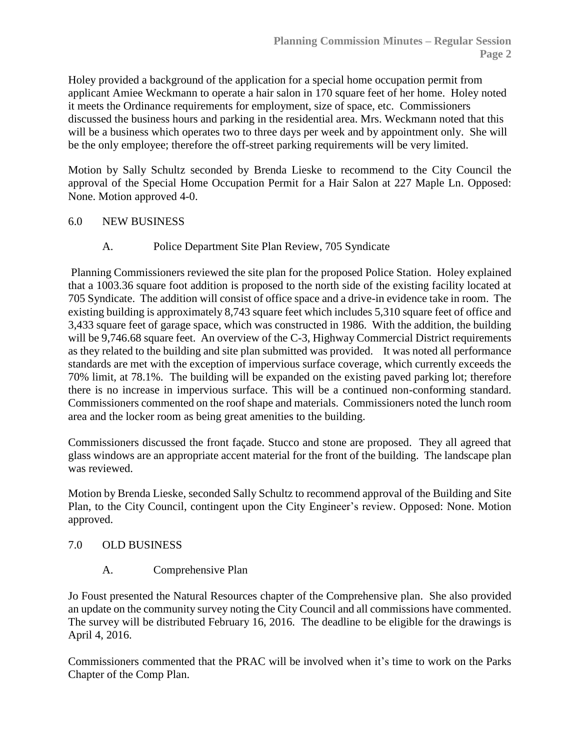Holey provided a background of the application for a special home occupation permit from applicant Amiee Weckmann to operate a hair salon in 170 square feet of her home. Holey noted it meets the Ordinance requirements for employment, size of space, etc. Commissioners discussed the business hours and parking in the residential area. Mrs. Weckmann noted that this will be a business which operates two to three days per week and by appointment only. She will be the only employee; therefore the off-street parking requirements will be very limited.

Motion by Sally Schultz seconded by Brenda Lieske to recommend to the City Council the approval of the Special Home Occupation Permit for a Hair Salon at 227 Maple Ln. Opposed: None. Motion approved 4-0.

## 6.0 NEW BUSINESS

### A. Police Department Site Plan Review, 705 Syndicate

Planning Commissioners reviewed the site plan for the proposed Police Station. Holey explained that a 1003.36 square foot addition is proposed to the north side of the existing facility located at 705 Syndicate. The addition will consist of office space and a drive-in evidence take in room. The existing building is approximately 8,743 square feet which includes 5,310 square feet of office and 3,433 square feet of garage space, which was constructed in 1986. With the addition, the building will be 9,746.68 square feet. An overview of the C-3, Highway Commercial District requirements as they related to the building and site plan submitted was provided. It was noted all performance standards are met with the exception of impervious surface coverage, which currently exceeds the 70% limit, at 78.1%. The building will be expanded on the existing paved parking lot; therefore there is no increase in impervious surface. This will be a continued non-conforming standard. Commissioners commented on the roof shape and materials. Commissioners noted the lunch room area and the locker room as being great amenities to the building.

Commissioners discussed the front façade. Stucco and stone are proposed. They all agreed that glass windows are an appropriate accent material for the front of the building. The landscape plan was reviewed.

Motion by Brenda Lieske, seconded Sally Schultz to recommend approval of the Building and Site Plan, to the City Council, contingent upon the City Engineer's review. Opposed: None. Motion approved.

## 7.0 OLD BUSINESS

### A. Comprehensive Plan

Jo Foust presented the Natural Resources chapter of the Comprehensive plan. She also provided an update on the community survey noting the City Council and all commissions have commented. The survey will be distributed February 16, 2016. The deadline to be eligible for the drawings is April 4, 2016.

Commissioners commented that the PRAC will be involved when it's time to work on the Parks Chapter of the Comp Plan.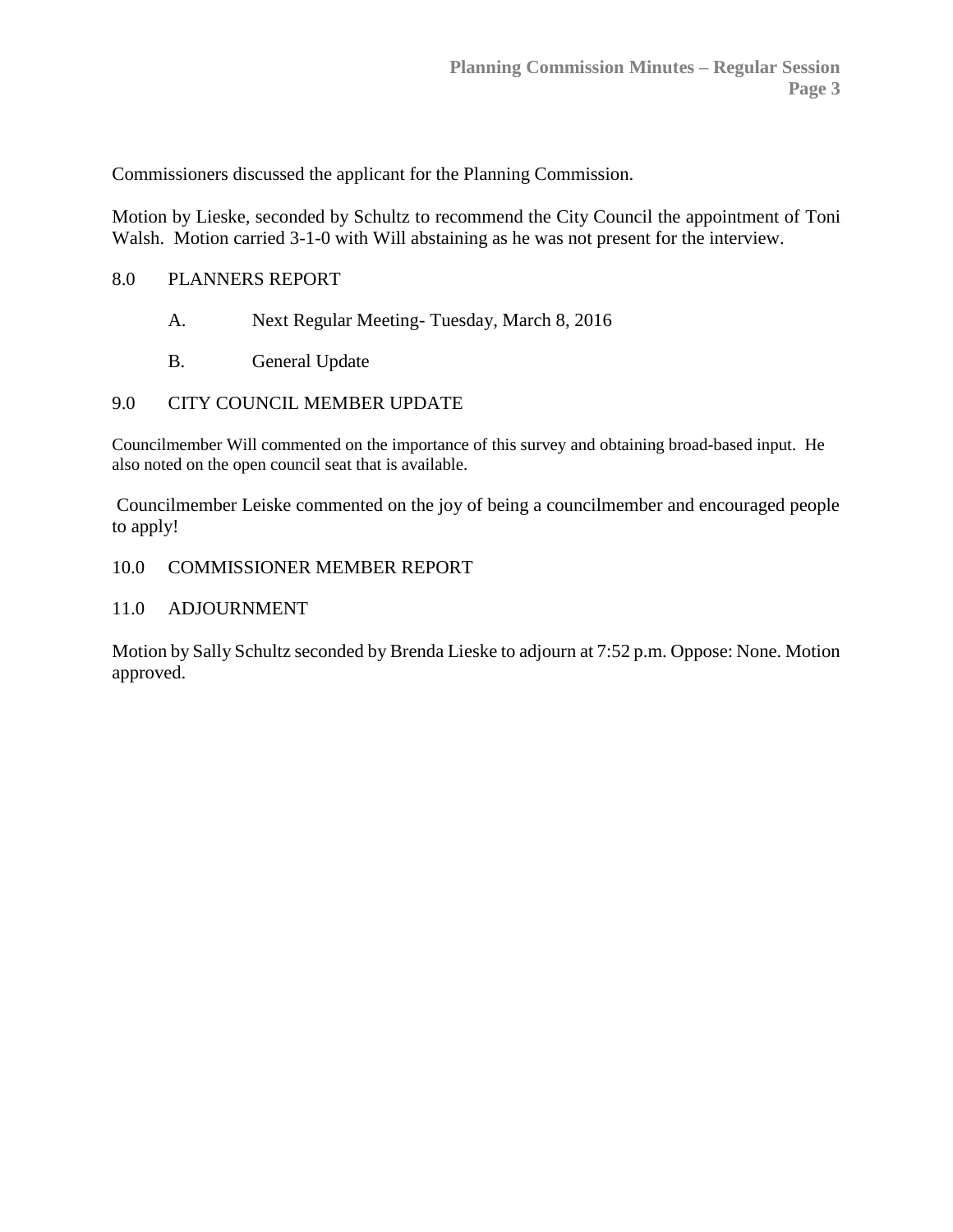Commissioners discussed the applicant for the Planning Commission.

Motion by Lieske, seconded by Schultz to recommend the City Council the appointment of Toni Walsh. Motion carried 3-1-0 with Will abstaining as he was not present for the interview.

## 8.0 PLANNERS REPORT

A. Next Regular Meeting- Tuesday, March 8, 2016

B. General Update

## 9.0 CITY COUNCIL MEMBER UPDATE

Councilmember Will commented on the importance of this survey and obtaining broad-based input. He also noted on the open council seat that is available.

Councilmember Leiske commented on the joy of being a councilmember and encouraged people to apply!

## 10.0 COMMISSIONER MEMBER REPORT

## 11.0 ADJOURNMENT

Motion by Sally Schultz seconded by Brenda Lieske to adjourn at 7:52 p.m. Oppose: None. Motion approved.